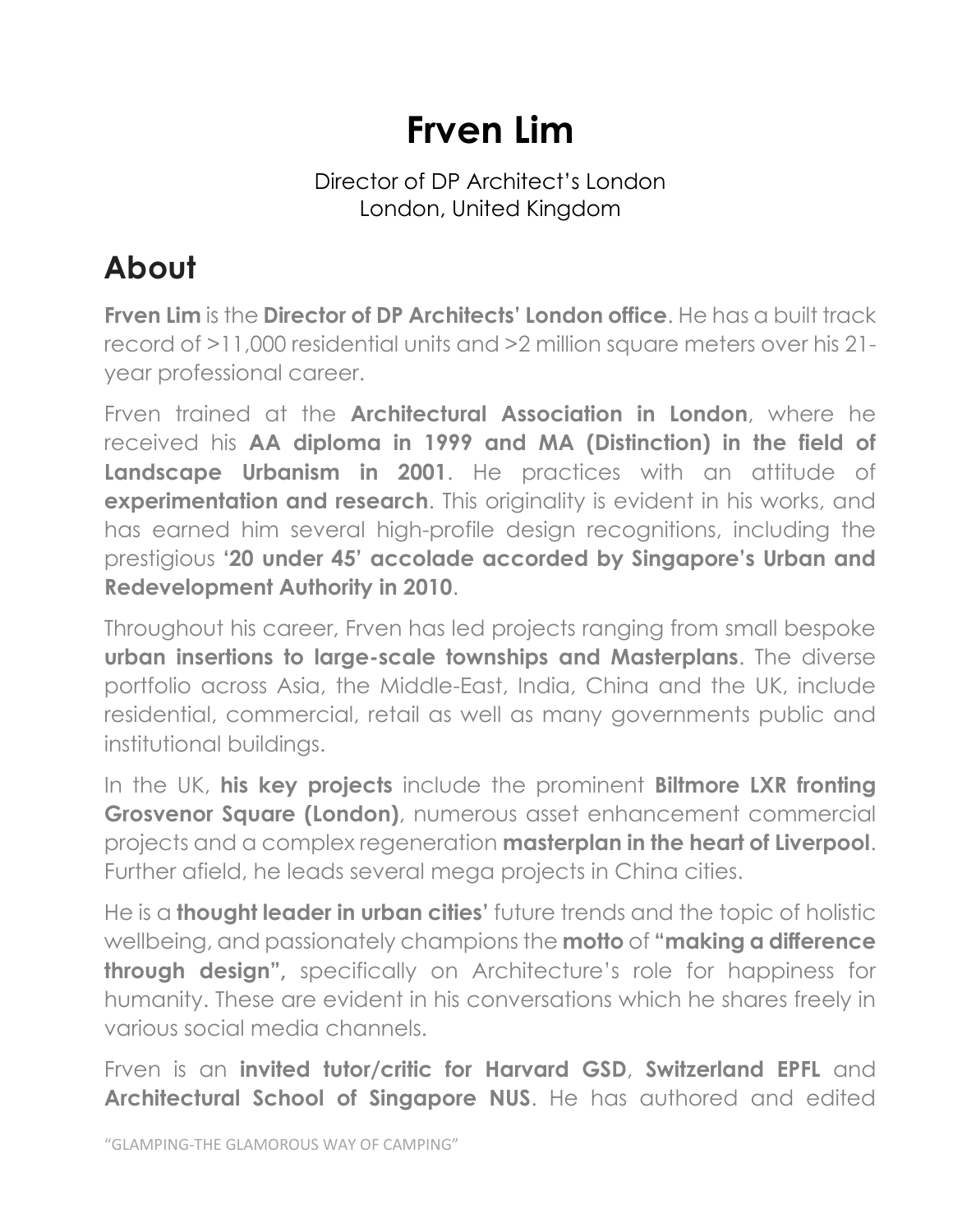# Frven Lim

Director of DP Architect's London
London, United Kingdom

## About

**Frven Lim** is the **Director of DP Architects' London office**. He has a built track record of >11,000 residential units and >2 million square meters over his 21-year professional career.

Frven trained at the **Architectural Association in London**, where he received his **AA diploma in 1999 and MA (Distinction) in the field of Landscape Urbanism in 2001**. He practices with an attitude of **experimentation and research**. This originality is evident in his works, and has earned him several high-profile design recognitions, including the prestigious **'20 under 45' accolade accorded by Singapore's Urban and Redevelopment Authority in 2010**.

Throughout his career, Frven has led projects ranging from small bespoke **urban insertions to large-scale townships and Masterplans**. The diverse portfolio across Asia, the Middle-East, India, China and the UK, include residential, commercial, retail as well as many governments public and institutional buildings.

In the UK, **his key projects** include the prominent **Biltmore LXR fronting Grosvenor Square (London)**, numerous asset enhancement commercial projects and a complex regeneration **masterplan in the heart of Liverpool**. Further afield, he leads several mega projects in China cities.

He is a **thought leader in urban cities'** future trends and the topic of holistic wellbeing, and passionately champions the **motto** of **"making a difference through design",** specifically on Architecture's role for happiness for humanity. These are evident in his conversations which he shares freely in various social media channels.

Frven is an **invited tutor/critic for Harvard GSD**, **Switzerland EPFL** and **Architectural School of Singapore NUS**. He has authored and edited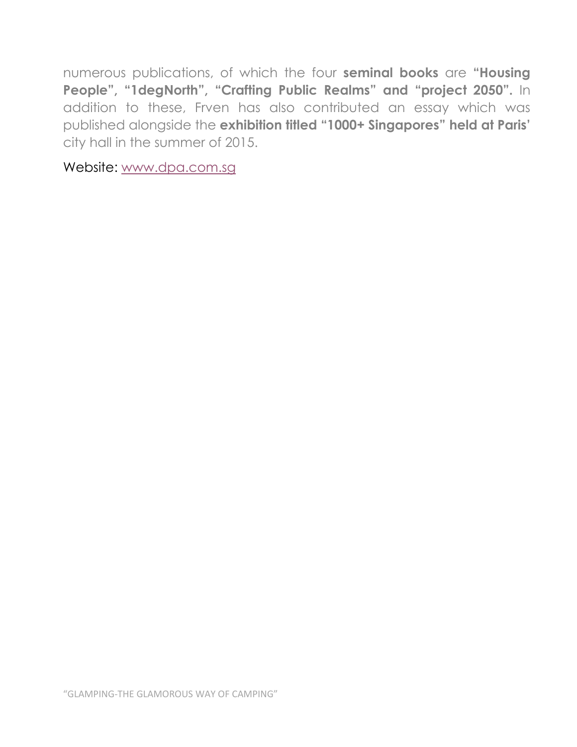numerous publications, of which the four **seminal books** are **"Housing People", "1degNorth", "Crafting Public Realms" and "project 2050".** In addition to these, Frven has also contributed an essay which was published alongside the **exhibition titled "1000+ Singapores" held at Paris'** city hall in the summer of 2015.

Website: [www.dpa.com.sg](http://www.dpa.com.sg)